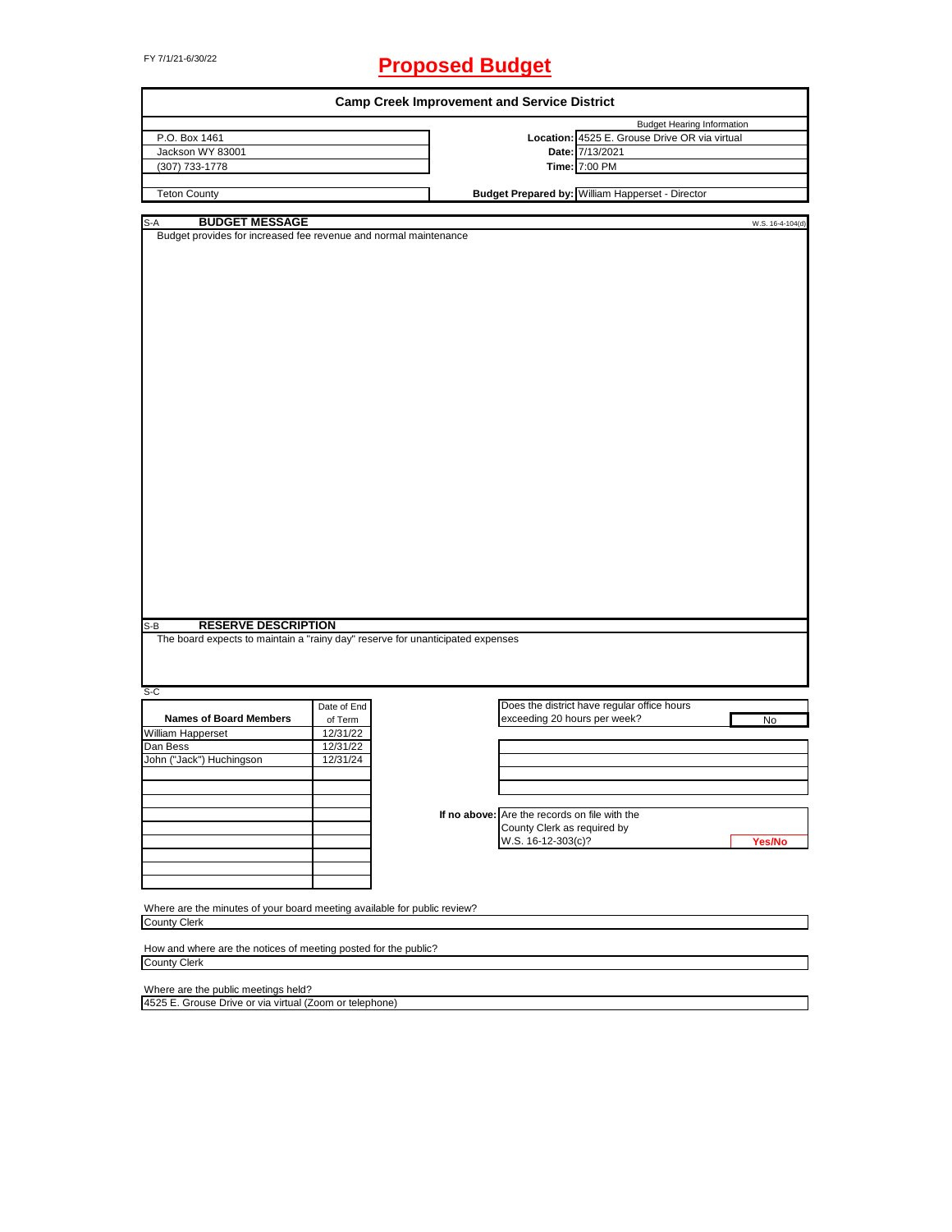FY 7/1/21-6/30/22

# Proposed Budget

## Camp Creek Improvement and Service District

| | | Budget Hearing Information |
|---|---|---|
| P.O. Box 1461 | **Location:** | 4525 E. Grouse Drive OR via virtual |
| Jackson WY 83001 | **Date:** | 7/13/2021 |
| (307) 733-1778 | **Time:** | 7:00 PM |
| Teton County | **Budget Prepared by:** | William Happerset - Director |

S-A **BUDGET MESSAGE** W.S. 16-4-104(d)

Budget provides for increased fee revenue and normal maintenance

S-B **RESERVE DESCRIPTION**

The board expects to maintain a "rainy day" reserve for unanticipated expenses

S-C

| Names of Board Members | Date of End of Term |
|---|---|
| William Happerset | 12/31/22 |
| Dan Bess | 12/31/22 |
| John ("Jack") Huchingson | 12/31/24 |

Does the district have regular office hours exceeding 20 hours per week? No

**If no above:** Are the records on file with the County Clerk as required by W.S. 16-12-303(c)? Yes/No

Where are the minutes of your board meeting available for public review?

County Clerk

How and where are the notices of meeting posted for the public?

County Clerk

Where are the public meetings held?

4525 E. Grouse Drive or via virtual (Zoom or telephone)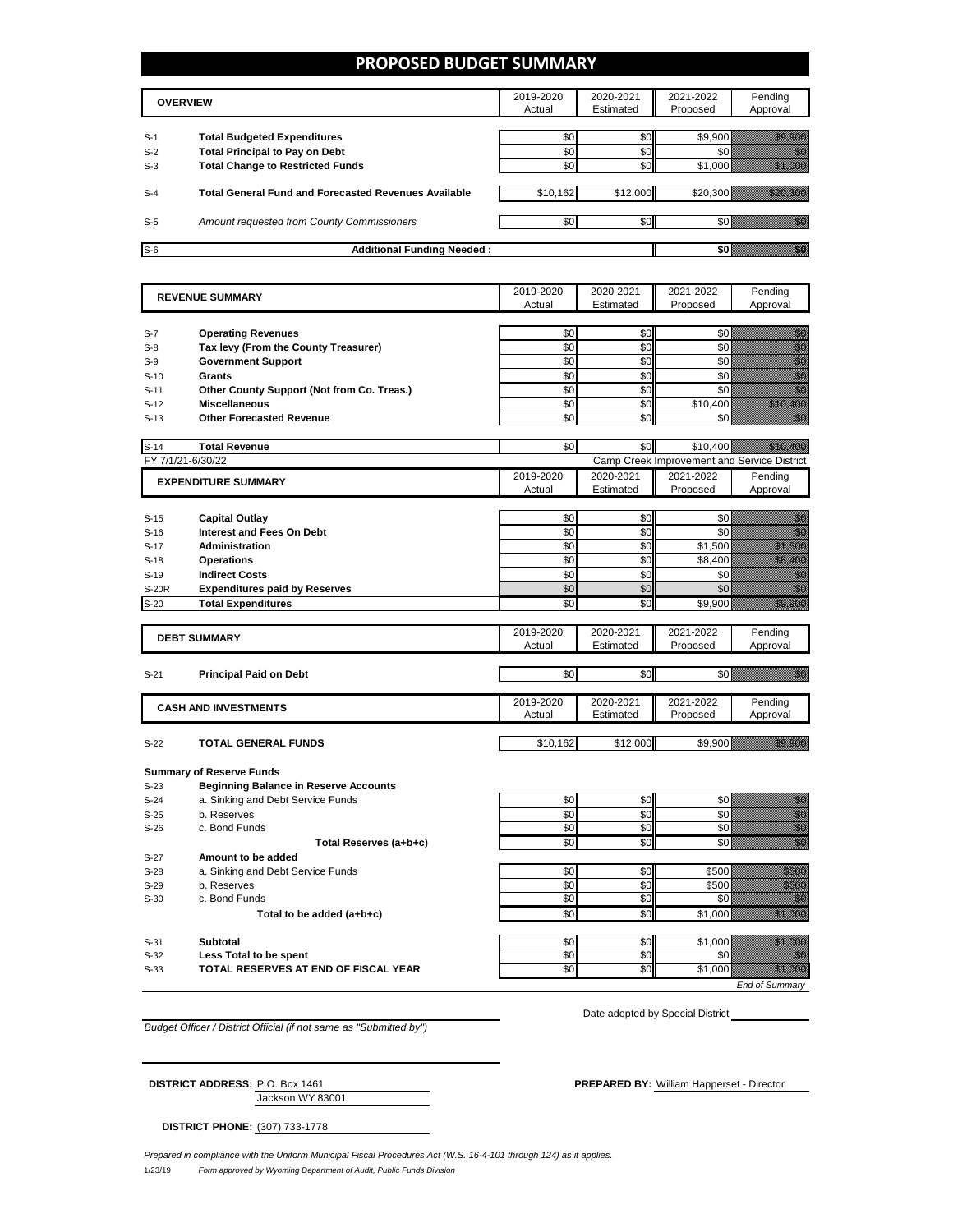# PROPOSED BUDGET SUMMARY

| | OVERVIEW | 2019-2020 Actual | 2020-2021 Estimated | 2021-2022 Proposed | Pending Approval |
|---|---|---|---|---|---|
| S-1 | **Total Budgeted Expenditures** | $0 | $0 | $9,900 | $9,900 |
| S-2 | **Total Principal to Pay on Debt** | $0 | $0 | $0 | $0 |
| S-3 | **Total Change to Restricted Funds** | $0 | $0 | $1,000 | $1,000 |
| S-4 | **Total General Fund and Forecasted Revenues Available** | $10,162 | $12,000 | $20,300 | $20,300 |
| S-5 | *Amount requested from County Commissioners* | $0 | $0 | $0 | $0 |
| S-6 | **Additional Funding Needed :** | | | **$0** | $0 |

| | REVENUE SUMMARY | 2019-2020 Actual | 2020-2021 Estimated | 2021-2022 Proposed | Pending Approval |
|---|---|---|---|---|---|
| S-7 | **Operating Revenues** | $0 | $0 | $0 | $0 |
| S-8 | **Tax levy (From the County Treasurer)** | $0 | $0 | $0 | $0 |
| S-9 | **Government Support** | $0 | $0 | $0 | $0 |
| S-10 | **Grants** | $0 | $0 | $0 | $0 |
| S-11 | **Other County Support (Not from Co. Treas.)** | $0 | $0 | $0 | $0 |
| S-12 | **Miscellaneous** | $0 | $0 | $10,400 | $10,400 |
| S-13 | **Other Forecasted Revenue** | $0 | $0 | $0 | $0 |
| S-14 | **Total Revenue** | $0 | $0 | $10,400 | $10,400 |

FY 7/1/21-6/30/22 — Camp Creek Improvement and Service District

| | EXPENDITURE SUMMARY | 2019-2020 Actual | 2020-2021 Estimated | 2021-2022 Proposed | Pending Approval |
|---|---|---|---|---|---|
| S-15 | **Capital Outlay** | $0 | $0 | $0 | $0 |
| S-16 | **Interest and Fees On Debt** | $0 | $0 | $0 | $0 |
| S-17 | **Administration** | $0 | $0 | $1,500 | $1,500 |
| S-18 | **Operations** | $0 | $0 | $8,400 | $8,400 |
| S-19 | **Indirect Costs** | $0 | $0 | $0 | $0 |
| S-20R | **Expenditures paid by Reserves** | $0 | $0 | $0 | $0 |
| S-20 | **Total Expenditures** | $0 | $0 | $9,900 | $9,900 |

| | DEBT SUMMARY | 2019-2020 Actual | 2020-2021 Estimated | 2021-2022 Proposed | Pending Approval |
|---|---|---|---|---|---|
| S-21 | **Principal Paid on Debt** | $0 | $0 | $0 | $0 |

| | CASH AND INVESTMENTS | 2019-2020 Actual | 2020-2021 Estimated | 2021-2022 Proposed | Pending Approval |
|---|---|---|---|---|---|
| S-22 | **TOTAL GENERAL FUNDS** | $10,162 | $12,000 | $9,900 | $9,900 |
| | **Summary of Reserve Funds** | | | | |
| S-23 | **Beginning Balance in Reserve Accounts** | | | | |
| S-24 | a. Sinking and Debt Service Funds | $0 | $0 | $0 | $0 |
| S-25 | b. Reserves | $0 | $0 | $0 | $0 |
| S-26 | c. Bond Funds | $0 | $0 | $0 | $0 |
| | **Total Reserves (a+b+c)** | $0 | $0 | $0 | $0 |
| S-27 | **Amount to be added** | | | | |
| S-28 | a. Sinking and Debt Service Funds | $0 | $0 | $500 | $500 |
| S-29 | b. Reserves | $0 | $0 | $500 | $500 |
| S-30 | c. Bond Funds | $0 | $0 | $0 | $0 |
| | **Total to be added (a+b+c)** | $0 | $0 | $1,000 | $1,000 |
| S-31 | **Subtotal** | $0 | $0 | $1,000 | $1,000 |
| S-32 | **Less Total to be spent** | $0 | $0 | $0 | $0 |
| S-33 | **TOTAL RESERVES AT END OF FISCAL YEAR** | $0 | $0 | $1,000 | $1,000 |

*End of Summary*

*Budget Officer / District Official (if not same as "Submitted by")*

Date adopted by Special District

**DISTRICT ADDRESS:** P.O. Box 1461
Jackson WY 83001

**PREPARED BY:** William Happerset - Director

**DISTRICT PHONE:** (307) 733-1778

*Prepared in compliance with the Uniform Municipal Fiscal Procedures Act (W.S. 16-4-101 through 124) as it applies.*

1/23/19 *Form approved by Wyoming Department of Audit, Public Funds Division*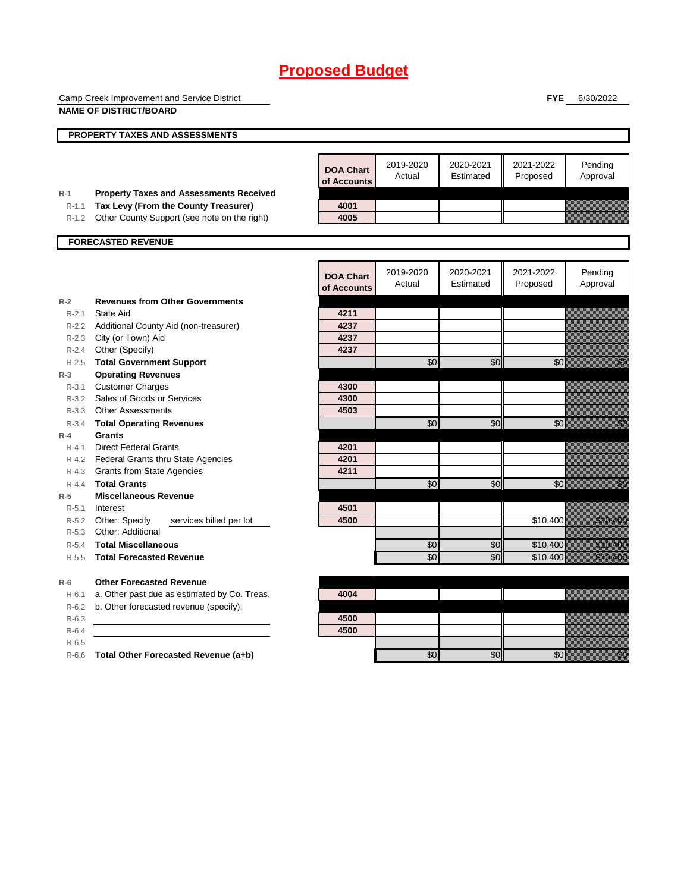# Proposed Budget

Camp Creek Improvement and Service District
**NAME OF DISTRICT/BOARD**

**FYE** 6/30/2022

## PROPERTY TAXES AND ASSESSMENTS

| | | DOA Chart of Accounts | 2019-2020 Actual | 2020-2021 Estimated | 2021-2022 Proposed | Pending Approval |
|---|---|---|---|---|---|---|
| R-1 | **Property Taxes and Assessments Received** | | | | | |
| R-1.1 | **Tax Levy (From the County Treasurer)** | 4001 | | | | |
| R-1.2 | Other County Support (see note on the right) | 4005 | | | | |

## FORECASTED REVENUE

| | | DOA Chart of Accounts | 2019-2020 Actual | 2020-2021 Estimated | 2021-2022 Proposed | Pending Approval |
|---|---|---|---|---|---|---|
| R-2 | **Revenues from Other Governments** | | | | | |
| R-2.1 | State Aid | 4211 | | | | |
| R-2.2 | Additional County Aid (non-treasurer) | 4237 | | | | |
| R-2.3 | City (or Town) Aid | 4237 | | | | |
| R-2.4 | Other (Specify) | 4237 | | | | |
| R-2.5 | **Total Government Support** | | $0 | $0 | $0 | $0 |
| R-3 | **Operating Revenues** | | | | | |
| R-3.1 | Customer Charges | 4300 | | | | |
| R-3.2 | Sales of Goods or Services | 4300 | | | | |
| R-3.3 | Other Assessments | 4503 | | | | |
| R-3.4 | **Total Operating Revenues** | | $0 | $0 | $0 | $0 |
| R-4 | **Grants** | | | | | |
| R-4.1 | Direct Federal Grants | 4201 | | | | |
| R-4.2 | Federal Grants thru State Agencies | 4201 | | | | |
| R-4.3 | Grants from State Agencies | 4211 | | | | |
| R-4.4 | **Total Grants** | | $0 | $0 | $0 | $0 |
| R-5 | **Miscellaneous Revenue** | | | | | |
| R-5.1 | Interest | 4501 | | | | |
| R-5.2 | Other: Specify services billed per lot | 4500 | | | $10,400 | $10,400 |
| R-5.3 | Other: Additional | | | | | |
| R-5.4 | **Total Miscellaneous** | | $0 | $0 | $10,400 | $10,400 |
| R-5.5 | **Total Forecasted Revenue** | | $0 | $0 | $10,400 | $10,400 |
| R-6 | **Other Forecasted Revenue** | | | | | |
| R-6.1 | a. Other past due as estimated by Co. Treas. | 4004 | | | | |
| R-6.2 | b. Other forecasted revenue (specify): | | | | | |
| R-6.3 | | 4500 | | | | |
| R-6.4 | | 4500 | | | | |
| R-6.5 | | | | | | |
| R-6.6 | **Total Other Forecasted Revenue (a+b)** | | $0 | $0 | $0 | $0 |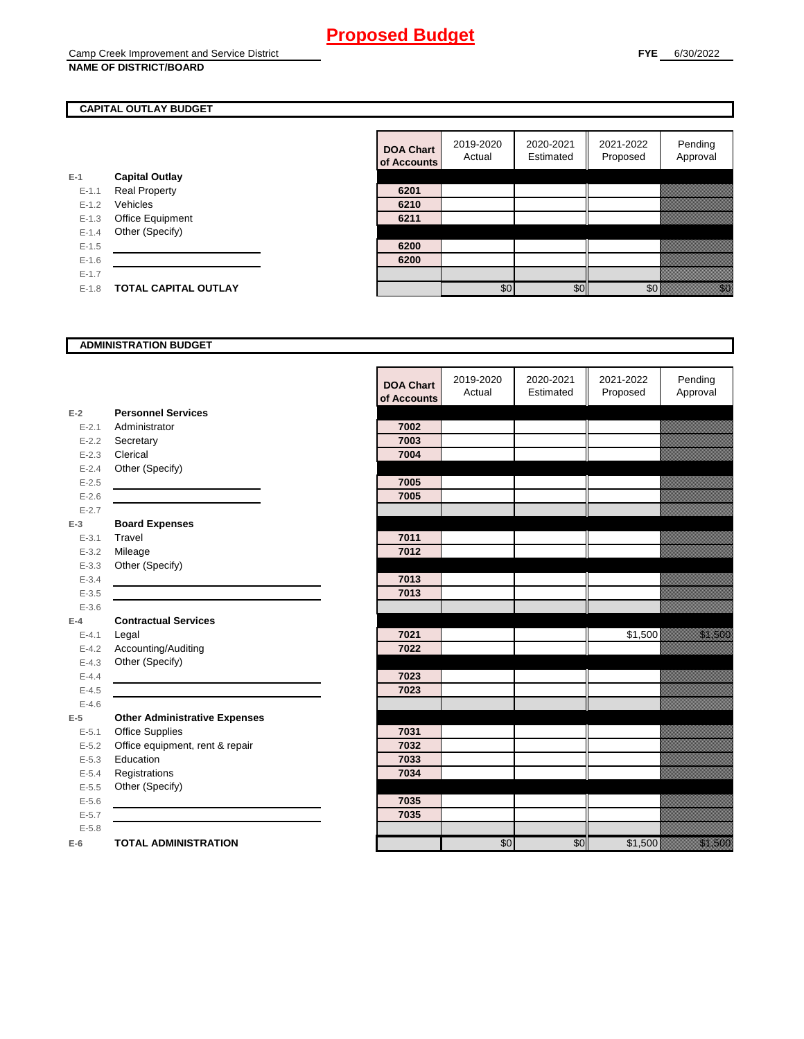# Proposed Budget

Camp Creek Improvement and Service District
**NAME OF DISTRICT/BOARD**

**FYE** 6/30/2022

## CAPITAL OUTLAY BUDGET

| | | DOA Chart of Accounts | 2019-2020 Actual | 2020-2021 Estimated | 2021-2022 Proposed | Pending Approval |
|---|---|---|---|---|---|---|
| E-1 | **Capital Outlay** | | | | | |
| E-1.1 | Real Property | 6201 | | | | |
| E-1.2 | Vehicles | 6210 | | | | |
| E-1.3 | Office Equipment | 6211 | | | | |
| E-1.4 | Other (Specify) | | | | | |
| E-1.5 | | 6200 | | | | |
| E-1.6 | | 6200 | | | | |
| E-1.7 | | | | | | |
| E-1.8 | **TOTAL CAPITAL OUTLAY** | | $0 | $0 | $0 | $0 |

## ADMINISTRATION BUDGET

| | | DOA Chart of Accounts | 2019-2020 Actual | 2020-2021 Estimated | 2021-2022 Proposed | Pending Approval |
|---|---|---|---|---|---|---|
| E-2 | **Personnel Services** | | | | | |
| E-2.1 | Administrator | 7002 | | | | |
| E-2.2 | Secretary | 7003 | | | | |
| E-2.3 | Clerical | 7004 | | | | |
| E-2.4 | Other (Specify) | | | | | |
| E-2.5 | | 7005 | | | | |
| E-2.6 | | 7005 | | | | |
| E-2.7 | | | | | | |
| E-3 | **Board Expenses** | | | | | |
| E-3.1 | Travel | 7011 | | | | |
| E-3.2 | Mileage | 7012 | | | | |
| E-3.3 | Other (Specify) | | | | | |
| E-3.4 | | 7013 | | | | |
| E-3.5 | | 7013 | | | | |
| E-3.6 | | | | | | |
| E-4 | **Contractual Services** | | | | | |
| E-4.1 | Legal | 7021 | | | $1,500 | $1,500 |
| E-4.2 | Accounting/Auditing | 7022 | | | | |
| E-4.3 | Other (Specify) | | | | | |
| E-4.4 | | 7023 | | | | |
| E-4.5 | | 7023 | | | | |
| E-4.6 | | | | | | |
| E-5 | **Other Administrative Expenses** | | | | | |
| E-5.1 | Office Supplies | 7031 | | | | |
| E-5.2 | Office equipment, rent & repair | 7032 | | | | |
| E-5.3 | Education | 7033 | | | | |
| E-5.4 | Registrations | 7034 | | | | |
| E-5.5 | Other (Specify) | | | | | |
| E-5.6 | | 7035 | | | | |
| E-5.7 | | 7035 | | | | |
| E-5.8 | | | | | | |
| E-6 | **TOTAL ADMINISTRATION** | | $0 | $0 | $1,500 | $1,500 |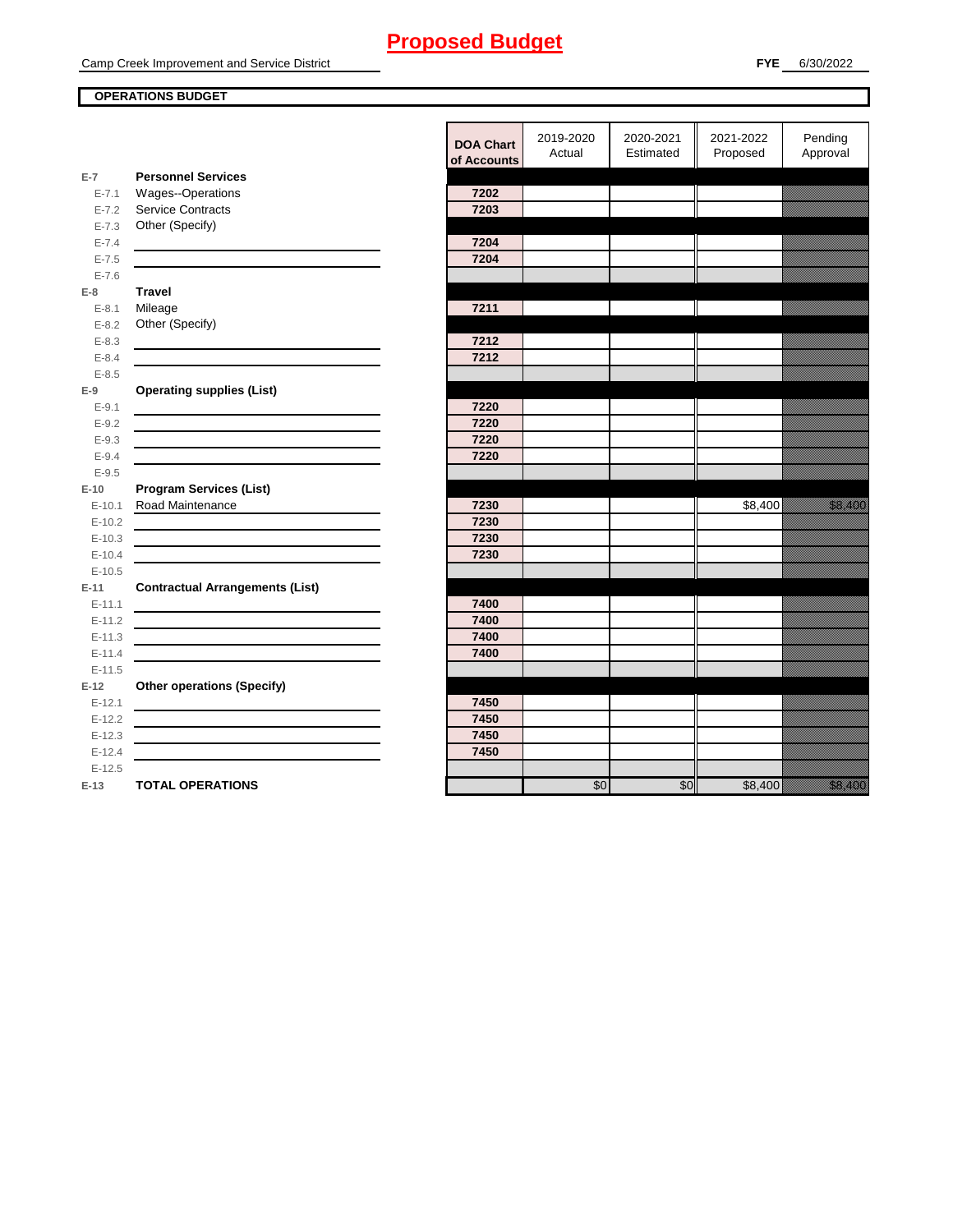# Proposed Budget

Camp Creek Improvement and Service District

**FYE** 6/30/2022

**OPERATIONS BUDGET**

| | | DOA Chart of Accounts | 2019-2020 Actual | 2020-2021 Estimated | 2021-2022 Proposed | Pending Approval |
|---|---|---|---|---|---|---|
| **E-7** | **Personnel Services** | | | | | |
| E-7.1 | Wages--Operations | 7202 | | | | |
| E-7.2 | Service Contracts | 7203 | | | | |
| E-7.3 | Other (Specify) | | | | | |
| E-7.4 | | 7204 | | | | |
| E-7.5 | | 7204 | | | | |
| E-7.6 | | | | | | |
| **E-8** | **Travel** | | | | | |
| E-8.1 | Mileage | 7211 | | | | |
| E-8.2 | Other (Specify) | | | | | |
| E-8.3 | | 7212 | | | | |
| E-8.4 | | 7212 | | | | |
| E-8.5 | | | | | | |
| **E-9** | **Operating supplies (List)** | | | | | |
| E-9.1 | | 7220 | | | | |
| E-9.2 | | 7220 | | | | |
| E-9.3 | | 7220 | | | | |
| E-9.4 | | 7220 | | | | |
| E-9.5 | | | | | | |
| **E-10** | **Program Services (List)** | | | | | |
| E-10.1 | Road Maintenance | 7230 | | | $8,400 | $8,400 |
| E-10.2 | | 7230 | | | | |
| E-10.3 | | 7230 | | | | |
| E-10.4 | | 7230 | | | | |
| E-10.5 | | | | | | |
| **E-11** | **Contractual Arrangements (List)** | | | | | |
| E-11.1 | | 7400 | | | | |
| E-11.2 | | 7400 | | | | |
| E-11.3 | | 7400 | | | | |
| E-11.4 | | 7400 | | | | |
| E-11.5 | | | | | | |
| **E-12** | **Other operations (Specify)** | | | | | |
| E-12.1 | | 7450 | | | | |
| E-12.2 | | 7450 | | | | |
| E-12.3 | | 7450 | | | | |
| E-12.4 | | 7450 | | | | |
| E-12.5 | | | | | | |
| **E-13** | **TOTAL OPERATIONS** | | $0 | $0 | $8,400 | $8,400 |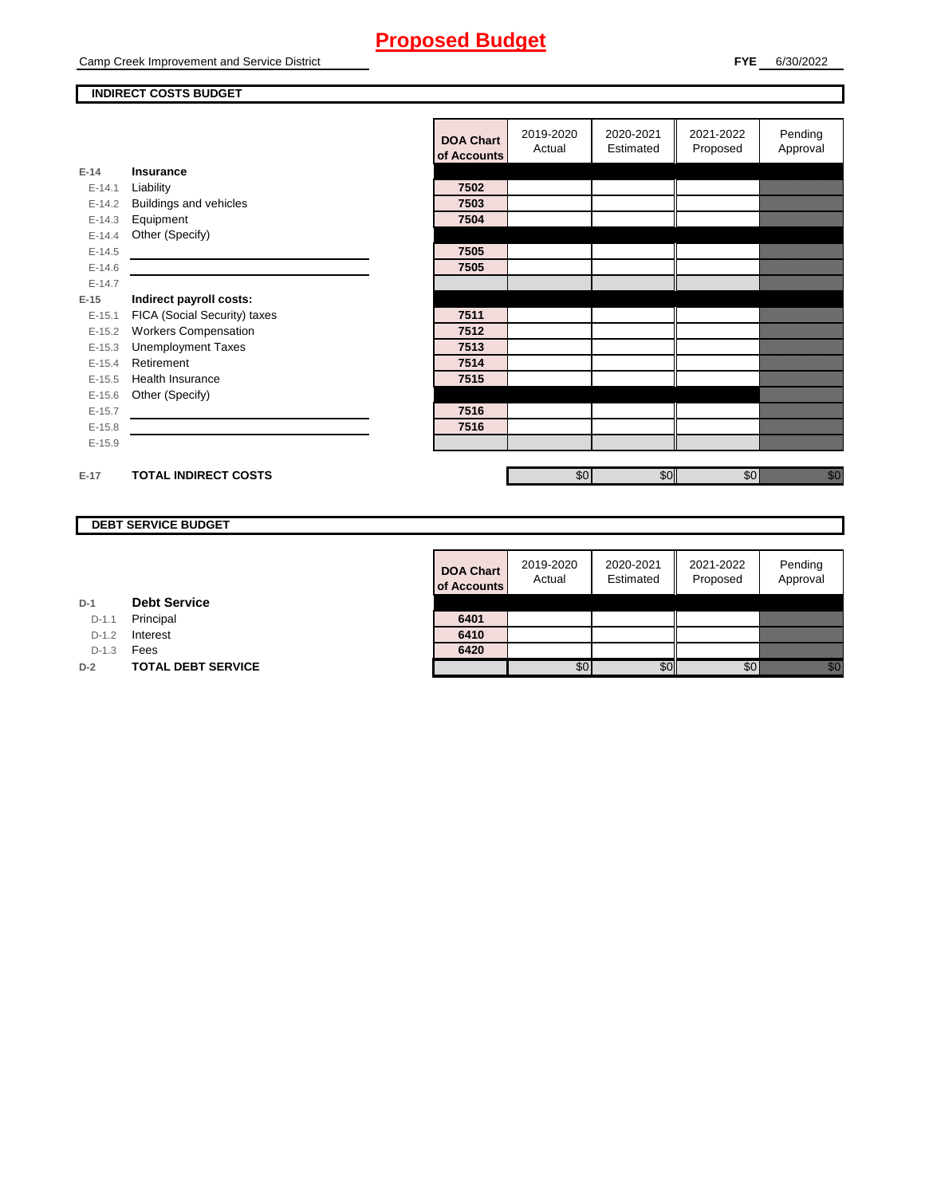# Proposed Budget

Camp Creek Improvement and Service District

**FYE** 6/30/2022

## INDIRECT COSTS BUDGET

| | | DOA Chart of Accounts | 2019-2020 Actual | 2020-2021 Estimated | 2021-2022 Proposed | Pending Approval |
|---|---|---|---|---|---|---|
| E-14 | **Insurance** | | | | | |
| E-14.1 | Liability | 7502 | | | | |
| E-14.2 | Buildings and vehicles | 7503 | | | | |
| E-14.3 | Equipment | 7504 | | | | |
| E-14.4 | Other (Specify) | | | | | |
| E-14.5 | | 7505 | | | | |
| E-14.6 | | 7505 | | | | |
| E-14.7 | | | | | | |
| E-15 | **Indirect payroll costs:** | | | | | |
| E-15.1 | FICA (Social Security) taxes | 7511 | | | | |
| E-15.2 | Workers Compensation | 7512 | | | | |
| E-15.3 | Unemployment Taxes | 7513 | | | | |
| E-15.4 | Retirement | 7514 | | | | |
| E-15.5 | Health Insurance | 7515 | | | | |
| E-15.6 | Other (Specify) | | | | | |
| E-15.7 | | 7516 | | | | |
| E-15.8 | | 7516 | | | | |
| E-15.9 | | | | | | |
| E-17 | **TOTAL INDIRECT COSTS** | | $0 | $0 | $0 | $0 |

## DEBT SERVICE BUDGET

| | | DOA Chart of Accounts | 2019-2020 Actual | 2020-2021 Estimated | 2021-2022 Proposed | Pending Approval |
|---|---|---|---|---|---|---|
| D-1 | **Debt Service** | | | | | |
| D-1.1 | Principal | 6401 | | | | |
| D-1.2 | Interest | 6410 | | | | |
| D-1.3 | Fees | 6420 | | | | |
| D-2 | **TOTAL DEBT SERVICE** | | $0 | $0 | $0 | $0 |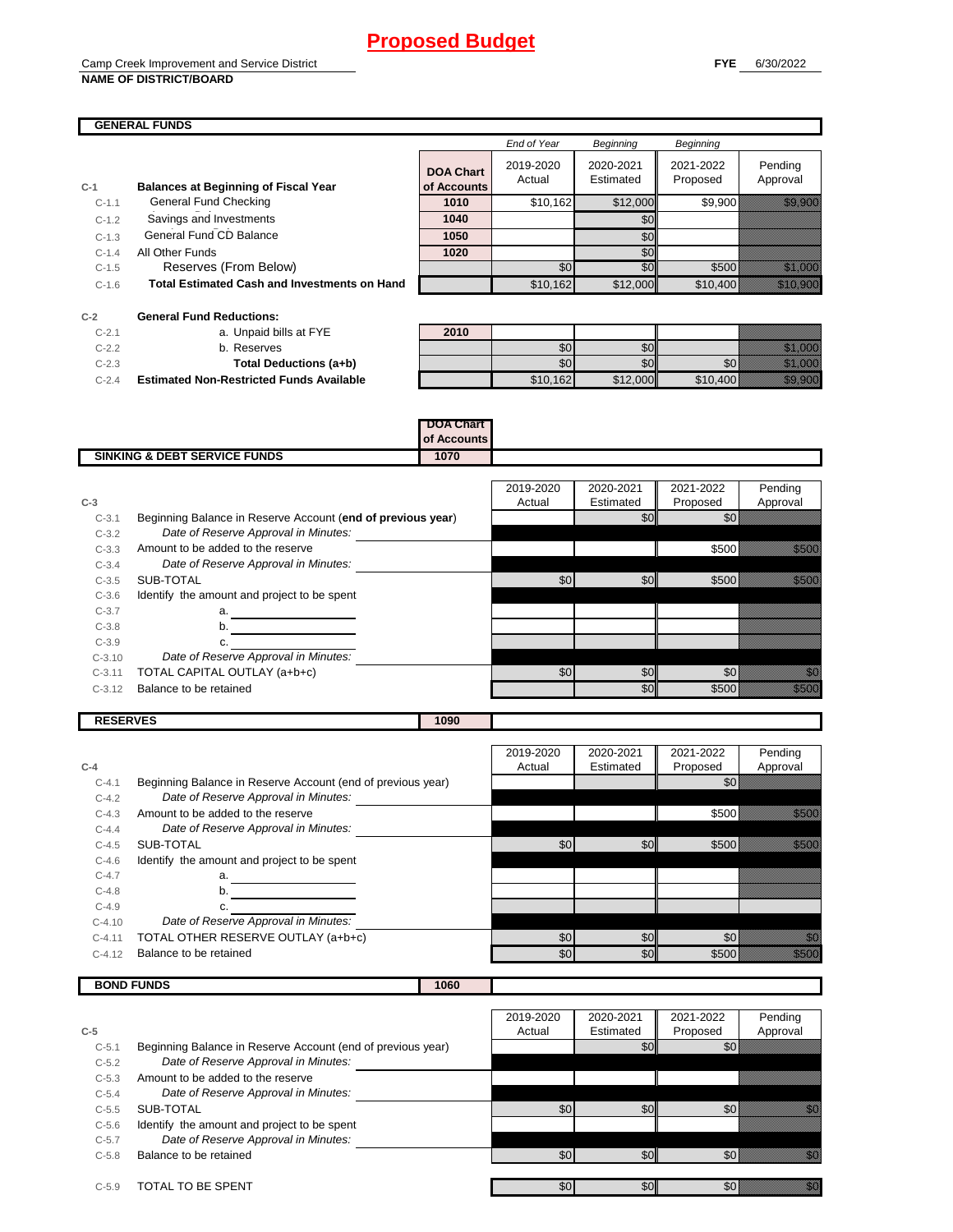# Proposed Budget

Camp Creek Improvement and Service District

**NAME OF DISTRICT/BOARD**

**FYE** 6/30/2022

## GENERAL FUNDS

| | | DOA Chart of Accounts | End of Year 2019-2020 Actual | Beginning 2020-2021 Estimated | Beginning 2021-2022 Proposed | Pending Approval |
|---|---|---|---|---|---|---|
| **C-1** | **Balances at Beginning of Fiscal Year** | | | | | |
| C-1.1 | General Fund Checking | **1010** | $10,162 | $12,000 | $9,900 | $9,900 |
| C-1.2 | Savings and Investments | **1040** | | $0 | | |
| C-1.3 | General Fund CD Balance | **1050** | | $0 | | |
| C-1.4 | All Other Funds | **1020** | | $0 | | |
| C-1.5 | Reserves (From Below) | | $0 | $0 | $500 | $1,000 |
| C-1.6 | **Total Estimated Cash and Investments on Hand** | | $10,162 | $12,000 | $10,400 | $10,900 |
| **C-2** | **General Fund Reductions:** | | | | | |
| C-2.1 | a. Unpaid bills at FYE | **2010** | | | | |
| C-2.2 | b. Reserves | | $0 | $0 | | $1,000 |
| C-2.3 | **Total Deductions (a+b)** | | $0 | $0 | $0 | $1,000 |
| C-2.4 | **Estimated Non-Restricted Funds Available** | | $10,162 | $12,000 | $10,400 | $9,900 |

## SINKING & DEBT SERVICE FUNDS — DOA Chart of Accounts 1070

| C-3 | | 2019-2020 Actual | 2020-2021 Estimated | 2021-2022 Proposed | Pending Approval |
|---|---|---|---|---|---|
| C-3.1 | Beginning Balance in Reserve Account (**end of previous year**) | | $0 | $0 | |
| C-3.2 | *Date of Reserve Approval in Minutes:* | | | | |
| C-3.3 | Amount to be added to the reserve | | | $500 | $500 |
| C-3.4 | *Date of Reserve Approval in Minutes:* | | | | |
| C-3.5 | SUB-TOTAL | $0 | $0 | $500 | $500 |
| C-3.6 | Identify the amount and project to be spent | | | | |
| C-3.7 | a. | | | | |
| C-3.8 | b. | | | | |
| C-3.9 | c. | | | | |
| C-3.10 | *Date of Reserve Approval in Minutes:* | | | | |
| C-3.11 | TOTAL CAPITAL OUTLAY (a+b+c) | $0 | $0 | $0 | $0 |
| C-3.12 | Balance to be retained | | $0 | $500 | $500 |

## RESERVES — 1090

| C-4 | | 2019-2020 Actual | 2020-2021 Estimated | 2021-2022 Proposed | Pending Approval |
|---|---|---|---|---|---|
| C-4.1 | Beginning Balance in Reserve Account (end of previous year) | | | $0 | |
| C-4.2 | *Date of Reserve Approval in Minutes:* | | | | |
| C-4.3 | Amount to be added to the reserve | | | $500 | $500 |
| C-4.4 | *Date of Reserve Approval in Minutes:* | | | | |
| C-4.5 | SUB-TOTAL | $0 | $0 | $500 | $500 |
| C-4.6 | Identify the amount and project to be spent | | | | |
| C-4.7 | a. | | | | |
| C-4.8 | b. | | | | |
| C-4.9 | c. | | | | |
| C-4.10 | *Date of Reserve Approval in Minutes:* | | | | |
| C-4.11 | TOTAL OTHER RESERVE OUTLAY (a+b+c) | $0 | $0 | $0 | $0 |
| C-4.12 | Balance to be retained | $0 | $0 | $500 | $500 |

## BOND FUNDS — 1060

| C-5 | | 2019-2020 Actual | 2020-2021 Estimated | 2021-2022 Proposed | Pending Approval |
|---|---|---|---|---|---|
| C-5.1 | Beginning Balance in Reserve Account (end of previous year) | | $0 | $0 | |
| C-5.2 | *Date of Reserve Approval in Minutes:* | | | | |
| C-5.3 | Amount to be added to the reserve | | | | |
| C-5.4 | *Date of Reserve Approval in Minutes:* | | | | |
| C-5.5 | SUB-TOTAL | $0 | $0 | $0 | $0 |
| C-5.6 | Identify the amount and project to be spent | | | | |
| C-5.7 | *Date of Reserve Approval in Minutes:* | | | | |
| C-5.8 | Balance to be retained | $0 | $0 | $0 | $0 |
| C-5.9 | TOTAL TO BE SPENT | $0 | $0 | $0 | $0 |